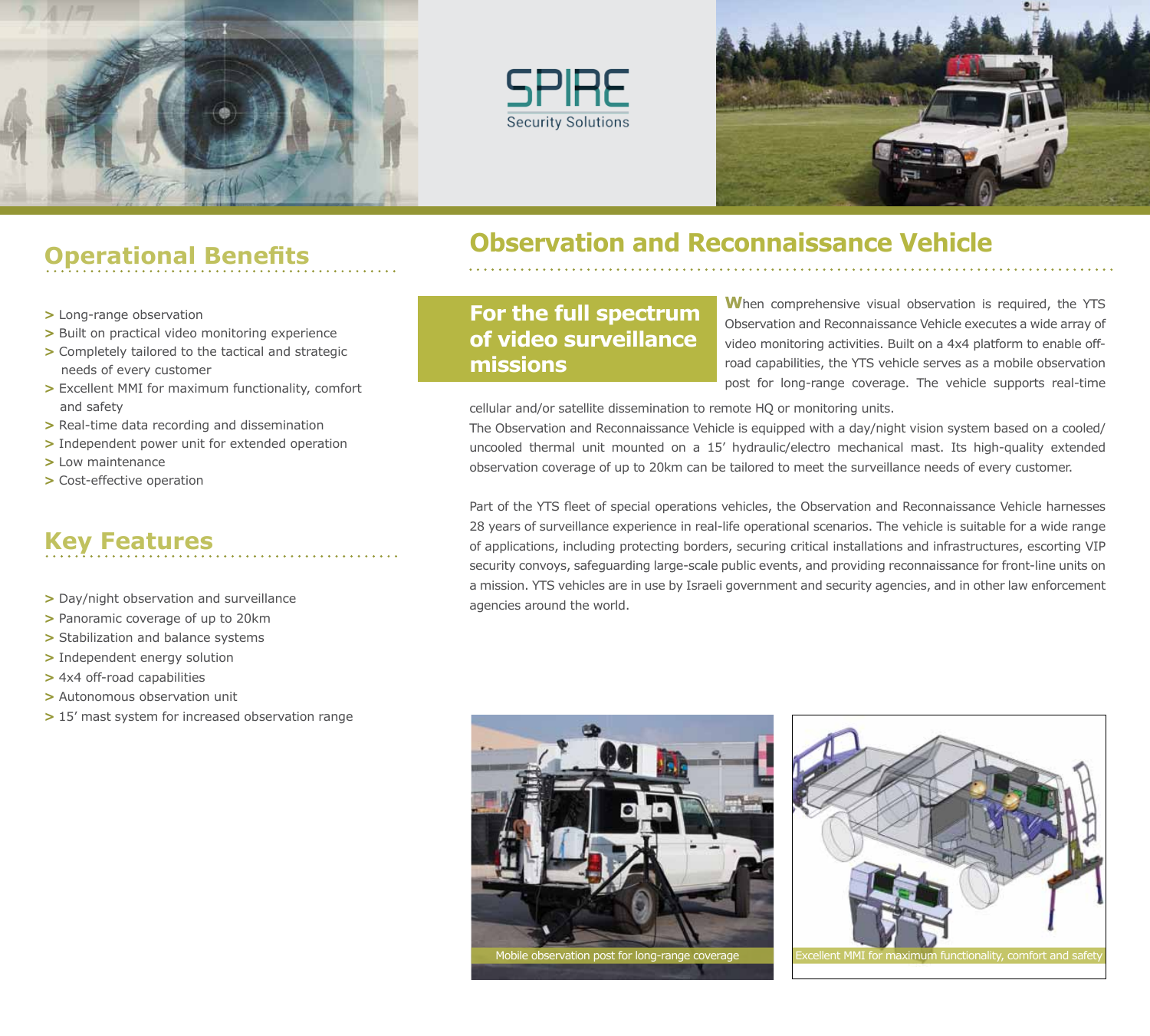SPIRE
Security Solutions

# Observation and Reconnaissance Vehicle

## For the full spectrum of video surveillance missions

When comprehensive visual observation is required, the YTS Observation and Reconnaissance Vehicle executes a wide array of video monitoring activities. Built on a 4x4 platform to enable off-road capabilities, the YTS vehicle serves as a mobile observation post for long-range coverage. The vehicle supports real-time cellular and/or satellite dissemination to remote HQ or monitoring units.

The Observation and Reconnaissance Vehicle is equipped with a day/night vision system based on a cooled/ uncooled thermal unit mounted on a 15′ hydraulic/electro mechanical mast. Its high-quality extended observation coverage of up to 20km can be tailored to meet the surveillance needs of every customer.

Part of the YTS fleet of special operations vehicles, the Observation and Reconnaissance Vehicle harnesses 28 years of surveillance experience in real-life operational scenarios. The vehicle is suitable for a wide range of applications, including protecting borders, securing critical installations and infrastructures, escorting VIP security convoys, safeguarding large-scale public events, and providing reconnaissance for front-line units on a mission. YTS vehicles are in use by Israeli government and security agencies, and in other law enforcement agencies around the world.

## Operational Benefits

> Long-range observation
> Built on practical video monitoring experience
> Completely tailored to the tactical and strategic needs of every customer
> Excellent MMI for maximum functionality, comfort and safety
> Real-time data recording and dissemination
> Independent power unit for extended operation
> Low maintenance
> Cost-effective operation

## Key Features

> Day/night observation and surveillance
> Panoramic coverage of up to 20km
> Stabilization and balance systems
> Independent energy solution
> 4x4 off-road capabilities
> Autonomous observation unit
> 15′ mast system for increased observation range

Mobile observation post for long-range coverage

Excellent MMI for maximum functionality, comfort and safety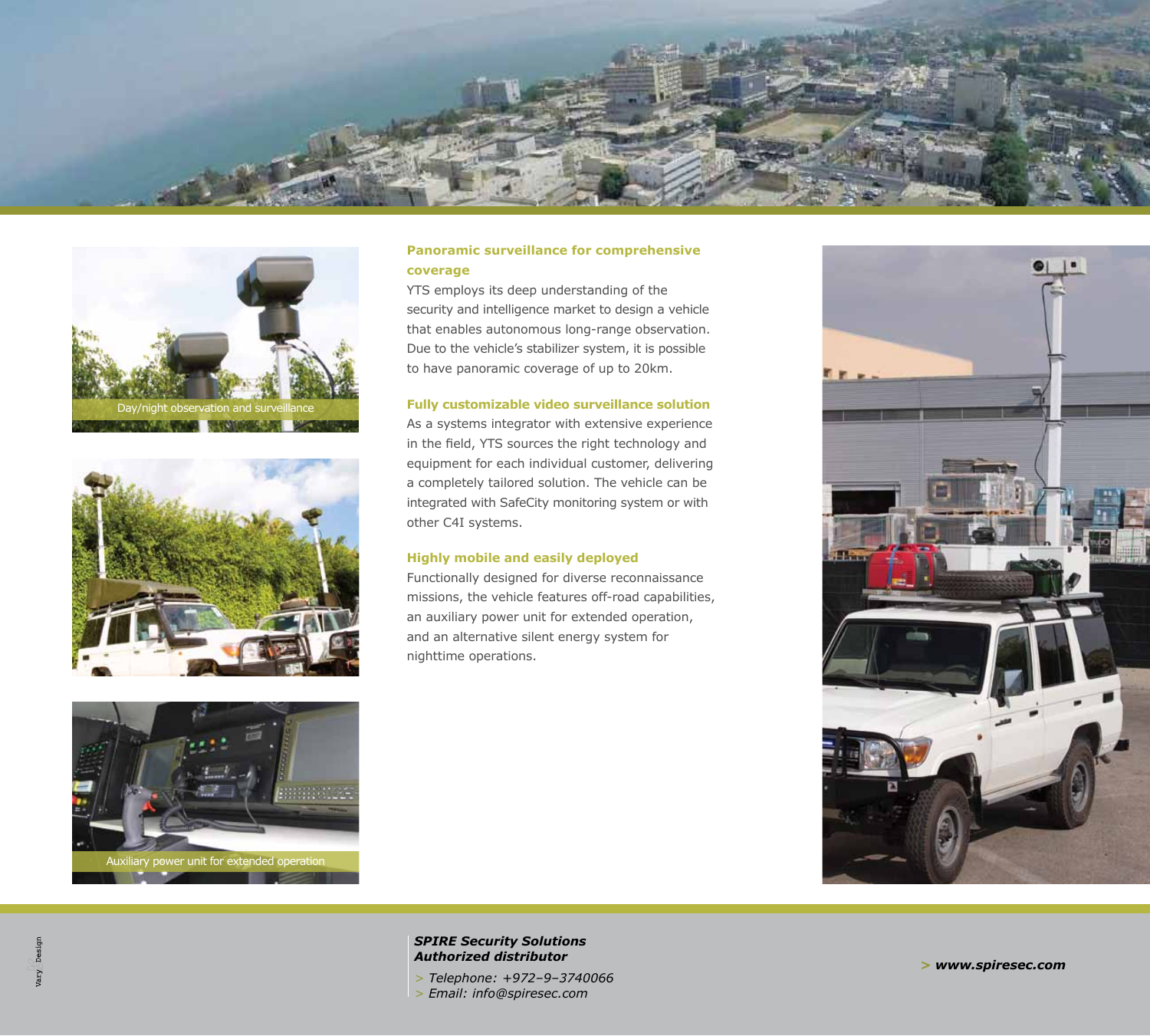Day/night observation and surveillance

Auxiliary power unit for extended operation

### Panoramic surveillance for comprehensive coverage

YTS employs its deep understanding of the security and intelligence market to design a vehicle that enables autonomous long-range observation. Due to the vehicle's stabilizer system, it is possible to have panoramic coverage of up to 20km.

### Fully customizable video surveillance solution

As a systems integrator with extensive experience in the field, YTS sources the right technology and equipment for each individual customer, delivering a completely tailored solution. The vehicle can be integrated with SafeCity monitoring system or with other C4I systems.

### Highly mobile and easily deployed

Functionally designed for diverse reconnaissance missions, the vehicle features off-road capabilities, an auxiliary power unit for extended operation, and an alternative silent energy system for nighttime operations.

***SPIRE Security Solutions***
***Authorized distributor***

> *Telephone: +972–9–3740066*
> *Email: info@spiresec.com*

> ***www.spiresec.com***